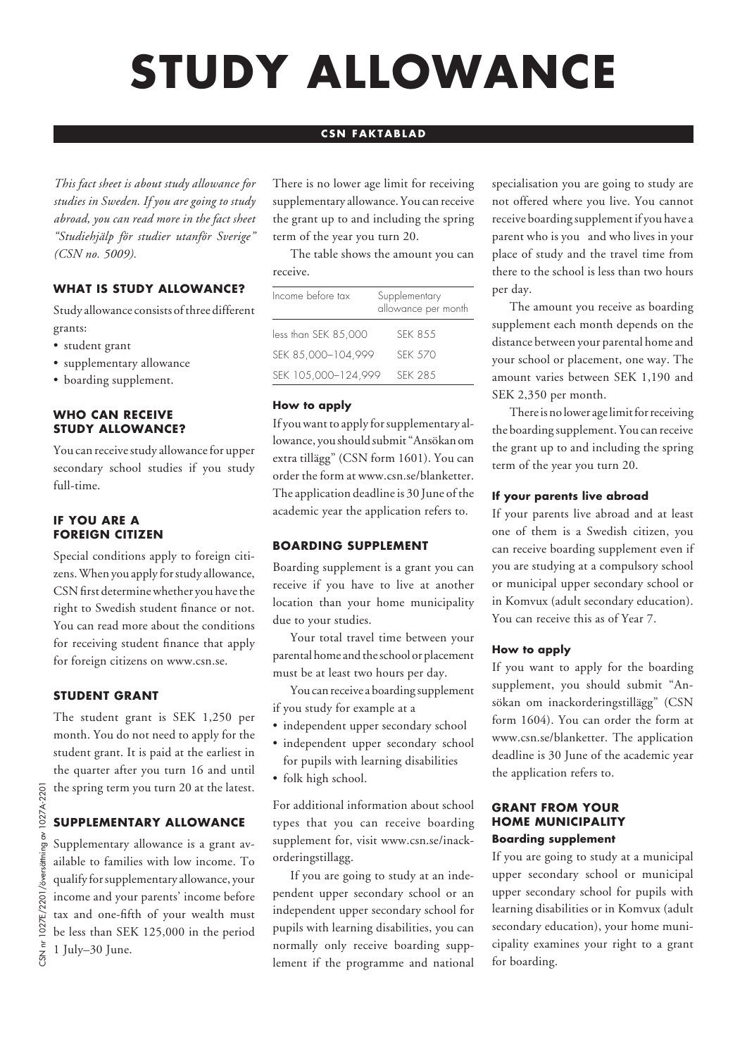# STUDY ALLOWANCE

**CSN FAKTABLAD**

*This fact sheet is about study allowance for studies in Sweden. If you are going to study abroad, you can read more in the fact sheet "Studiehjälp för studier utanför Sverige" (CSN no. 5009).*

### WHAT IS STUDY ALLOWANCE?

Study allowance consists of three different grants:

- student grant
- supplementary allowance
- boarding supplement.

### WHO CAN RECEIVE STUDY ALLOWANCE?

You can receive study allowance for upper secondary school studies if you study full-time.

### IF YOU ARE A FOREIGN CITIZEN

Special conditions apply to foreign citizens. When you apply for study allowance, CSN first determine whether you have the right to Swedish student finance or not. You can read more about the conditions for receiving student finance that apply for foreign citizens on www.csn.se.

### STUDENT GRANT

The student grant is SEK 1,250 per month. You do not need to apply for the student grant. It is paid at the earliest in the quarter after you turn 16 and until the spring term you turn 20 at the latest.

### SUPPLEMENTARY ALLOWANCE

Supplementary allowance is a grant available to families with low income. To qualify for supplementary allowance, your income and your parents' income before tax and one-fifth of your wealth must be less than SEK 125,000 in the period 1 July–30 June.

There is no lower age limit for receiving supplementary allowance. You can receive the grant up to and including the spring term of the year you turn 20.

The table shows the amount you can receive.

| Income before tax | Supplementary allowance per month |
|---|---|
| less than SEK 85,000 | SEK 855 |
| SEK 85,000–104,999 | SEK 570 |
| SEK 105,000–124,999 | SEK 285 |

#### How to apply

If you want to apply for supplementary allowance, you should submit "Ansökan om extra tillägg" (CSN form 1601). You can order the form at www.csn.se/blanketter. The application deadline is 30 June of the academic year the application refers to.

### BOARDING SUPPLEMENT

Boarding supplement is a grant you can receive if you have to live at another location than your home municipality due to your studies.

Your total travel time between your parental home and the school or placement must be at least two hours per day.

You can receive a boarding supplement if you study for example at a

- independent upper secondary school
- independent upper secondary school for pupils with learning disabilities
- folk high school.

For additional information about school types that you can receive boarding supplement for, visit www.csn.se/inackorderingstillagg.

If you are going to study at an independent upper secondary school or an independent upper secondary school for pupils with learning disabilities, you can normally only receive boarding supplement if the programme and national specialisation you are going to study are not offered where you live. You cannot receive boarding supplement if you have a parent who is you and who lives in your place of study and the travel time from there to the school is less than two hours per day.

The amount you receive as boarding supplement each month depends on the distance between your parental home and your school or placement, one way. The amount varies between SEK 1,190 and SEK 2,350 per month.

There is no lower age limit for receiving the boarding supplement. You can receive the grant up to and including the spring term of the year you turn 20.

#### If your parents live abroad

If your parents live abroad and at least one of them is a Swedish citizen, you can receive boarding supplement even if you are studying at a compulsory school or municipal upper secondary school or in Komvux (adult secondary education). You can receive this as of Year 7.

#### How to apply

If you want to apply for the boarding supplement, you should submit "Ansökan om inackorderingstillägg" (CSN form 1604). You can order the form at www.csn.se/blanketter. The application deadline is 30 June of the academic year the application refers to.

### GRANT FROM YOUR HOME MUNICIPALITY

#### Boarding supplement

If you are going to study at a municipal upper secondary school or municipal upper secondary school for pupils with learning disabilities or in Komvux (adult secondary education), your home municipality examines your right to a grant for boarding.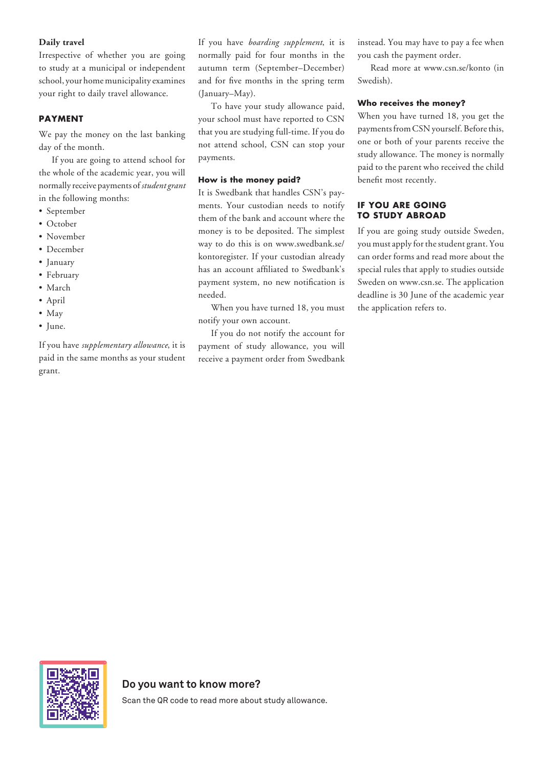### Daily travel

Irrespective of whether you are going to study at a municipal or independent school, your home municipality examines your right to daily travel allowance.

## PAYMENT

We pay the money on the last banking day of the month.

If you are going to attend school for the whole of the academic year, you will normally receive payments of *student grant* in the following months:

- September
- October
- November
- December
- January
- February
- March
- April
- May
- June.

If you have *supplementary allowance*, it is paid in the same months as your student grant.

If you have *boarding supplement*, it is normally paid for four months in the autumn term (September–December) and for five months in the spring term (January–May).

To have your study allowance paid, your school must have reported to CSN that you are studying full-time. If you do not attend school, CSN can stop your payments.

### How is the money paid?

It is Swedbank that handles CSN's payments. Your custodian needs to notify them of the bank and account where the money is to be deposited. The simplest way to do this is on www.swedbank.se/kontoregister. If your custodian already has an account affiliated to Swedbank's payment system, no new notification is needed.

When you have turned 18, you must notify your own account.

If you do not notify the account for payment of study allowance, you will receive a payment order from Swedbank instead. You may have to pay a fee when you cash the payment order.

Read more at www.csn.se/konto (in Swedish).

### Who receives the money?

When you have turned 18, you get the payments from CSN yourself. Before this, one or both of your parents receive the study allowance. The money is normally paid to the parent who received the child benefit most recently.

## IF YOU ARE GOING TO STUDY ABROAD

If you are going study outside Sweden, you must apply for the student grant. You can order forms and read more about the special rules that apply to studies outside Sweden on www.csn.se. The application deadline is 30 June of the academic year the application refers to.

### Do you want to know more?

Scan the QR code to read more about study allowance.